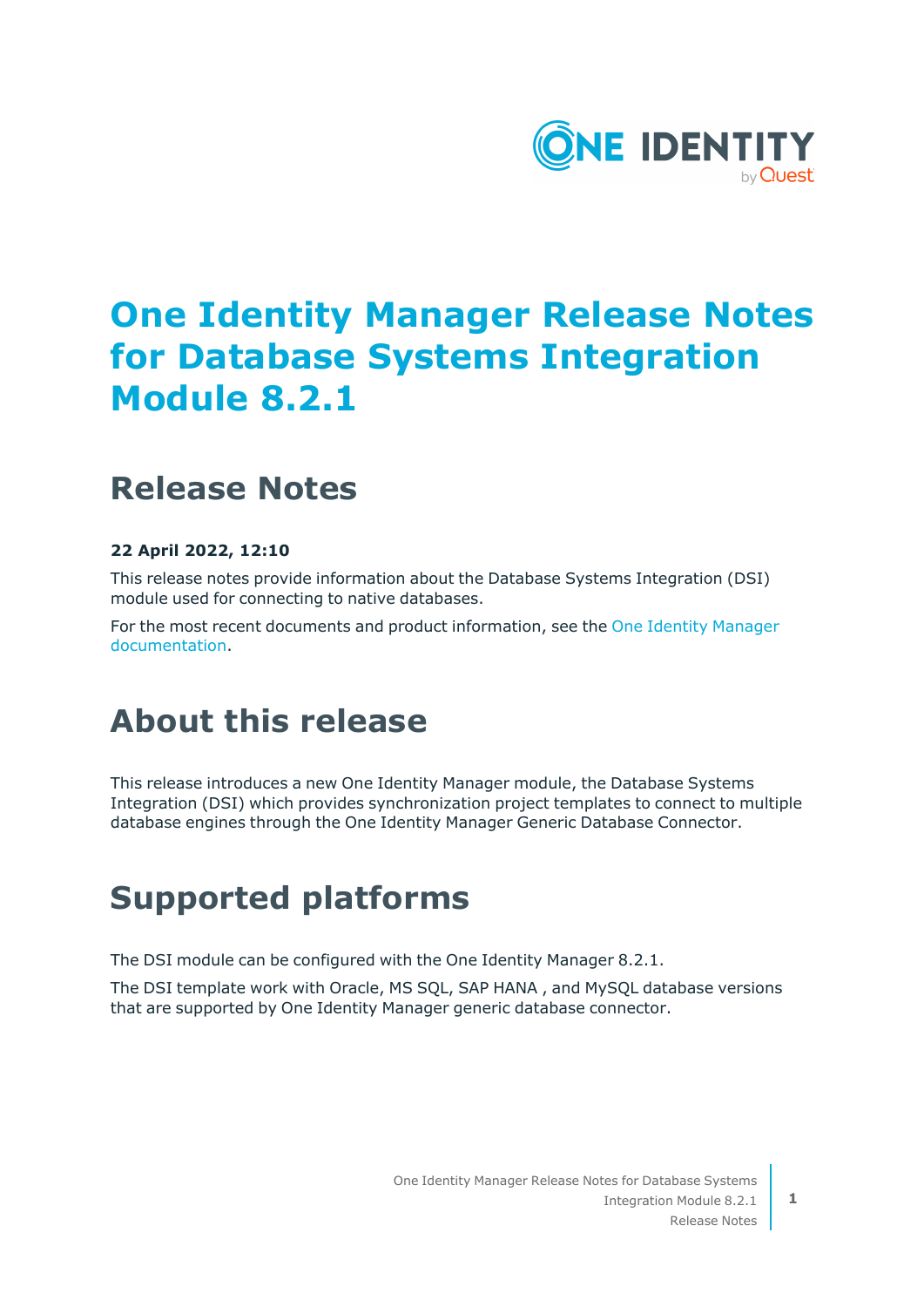# One Identity Manager Release Notes for Database Systems Integration Module 8.2.1

## Release Notes

**22 April 2022, 12:10**

This release notes provide information about the Database Systems Integration (DSI) module used for connecting to native databases.

For the most recent documents and product information, see the One Identity Manager documentation.

# About this release

This release introduces a new One Identity Manager module, the Database Systems Integration (DSI) which provides synchronization project templates to connect to multiple database engines through the One Identity Manager Generic Database Connector.

# Supported platforms

The DSI module can be configured with the One Identity Manager 8.2.1.

The DSI template work with Oracle, MS SQL, SAP HANA , and MySQL database versions that are supported by One Identity Manager generic database connector.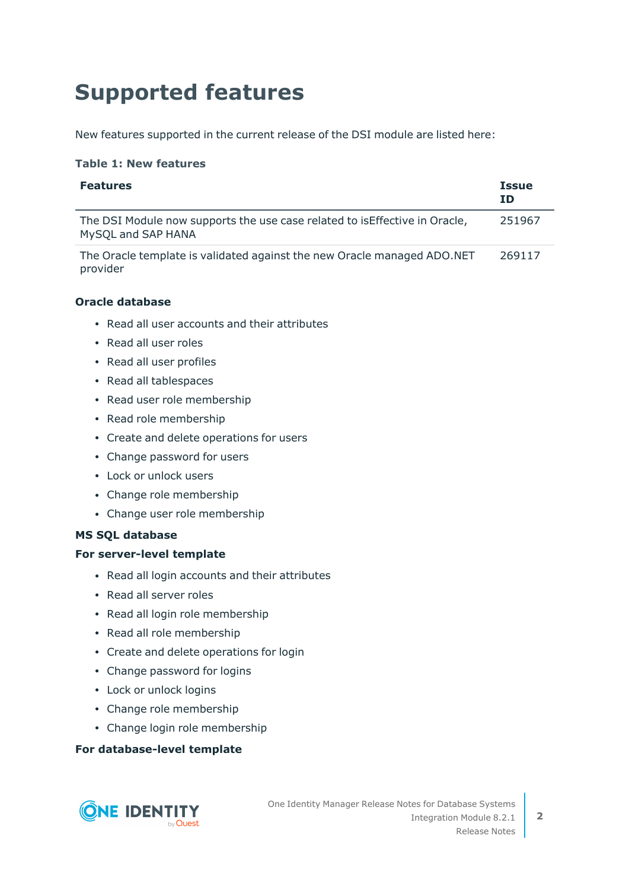# Supported features

New features supported in the current release of the DSI module are listed here:

**Table 1: New features**

| Features | Issue ID |
|---|---|
| The DSI Module now supports the use case related to isEffective in Oracle, MySQL and SAP HANA | 251967 |
| The Oracle template is validated against the new Oracle managed ADO.NET provider | 269117 |

**Oracle database**

- Read all user accounts and their attributes
- Read all user roles
- Read all user profiles
- Read all tablespaces
- Read user role membership
- Read role membership
- Create and delete operations for users
- Change password for users
- Lock or unlock users
- Change role membership
- Change user role membership

**MS SQL database**

**For server-level template**

- Read all login accounts and their attributes
- Read all server roles
- Read all login role membership
- Read all role membership
- Create and delete operations for login
- Change password for logins
- Lock or unlock logins
- Change role membership
- Change login role membership

**For database-level template**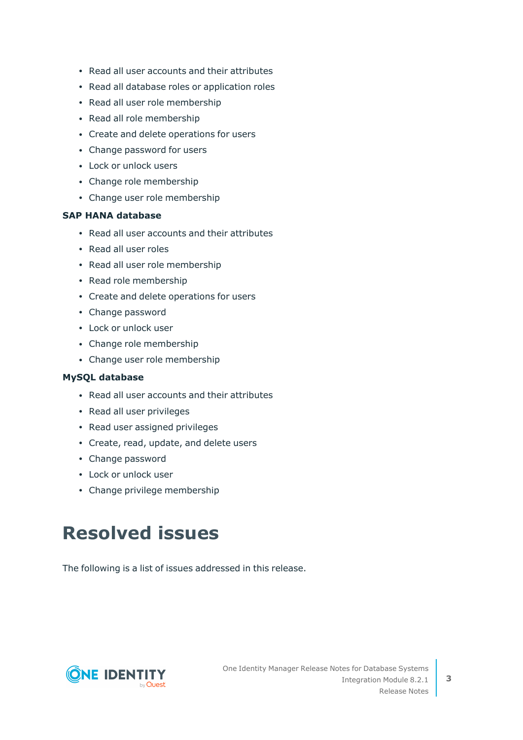- Read all user accounts and their attributes
- Read all database roles or application roles
- Read all user role membership
- Read all role membership
- Create and delete operations for users
- Change password for users
- Lock or unlock users
- Change role membership
- Change user role membership

**SAP HANA database**

- Read all user accounts and their attributes
- Read all user roles
- Read all user role membership
- Read role membership
- Create and delete operations for users
- Change password
- Lock or unlock user
- Change role membership
- Change user role membership

**MySQL database**

- Read all user accounts and their attributes
- Read all user privileges
- Read user assigned privileges
- Create, read, update, and delete users
- Change password
- Lock or unlock user
- Change privilege membership

# Resolved issues

The following is a list of issues addressed in this release.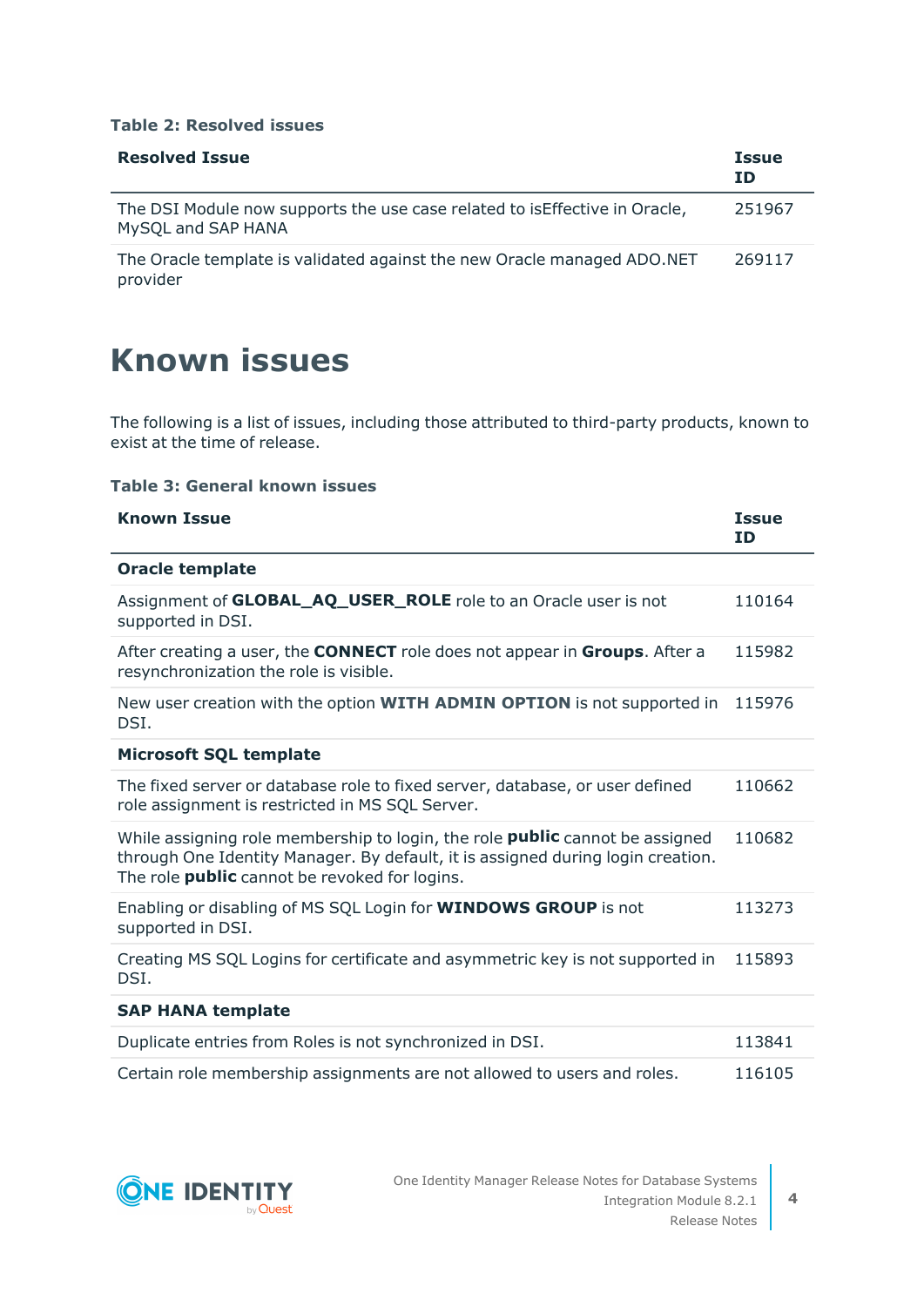**Table 2: Resolved issues**

| Resolved Issue | Issue ID |
| --- | --- |
| The DSI Module now supports the use case related to isEffective in Oracle, MySQL and SAP HANA | 251967 |
| The Oracle template is validated against the new Oracle managed ADO.NET provider | 269117 |

# Known issues

The following is a list of issues, including those attributed to third-party products, known to exist at the time of release.

**Table 3: General known issues**

| Known Issue | Issue ID |
| --- | --- |
| **Oracle template** | |
| Assignment of **GLOBAL_AQ_USER_ROLE** role to an Oracle user is not supported in DSI. | 110164 |
| After creating a user, the **CONNECT** role does not appear in **Groups**. After a resynchronization the role is visible. | 115982 |
| New user creation with the option **WITH ADMIN OPTION** is not supported in DSI. | 115976 |
| **Microsoft SQL template** | |
| The fixed server or database role to fixed server, database, or user defined role assignment is restricted in MS SQL Server. | 110662 |
| While assigning role membership to login, the role **public** cannot be assigned through One Identity Manager. By default, it is assigned during login creation. The role **public** cannot be revoked for logins. | 110682 |
| Enabling or disabling of MS SQL Login for **WINDOWS GROUP** is not supported in DSI. | 113273 |
| Creating MS SQL Logins for certificate and asymmetric key is not supported in DSI. | 115893 |
| **SAP HANA template** | |
| Duplicate entries from Roles is not synchronized in DSI. | 113841 |
| Certain role membership assignments are not allowed to users and roles. | 116105 |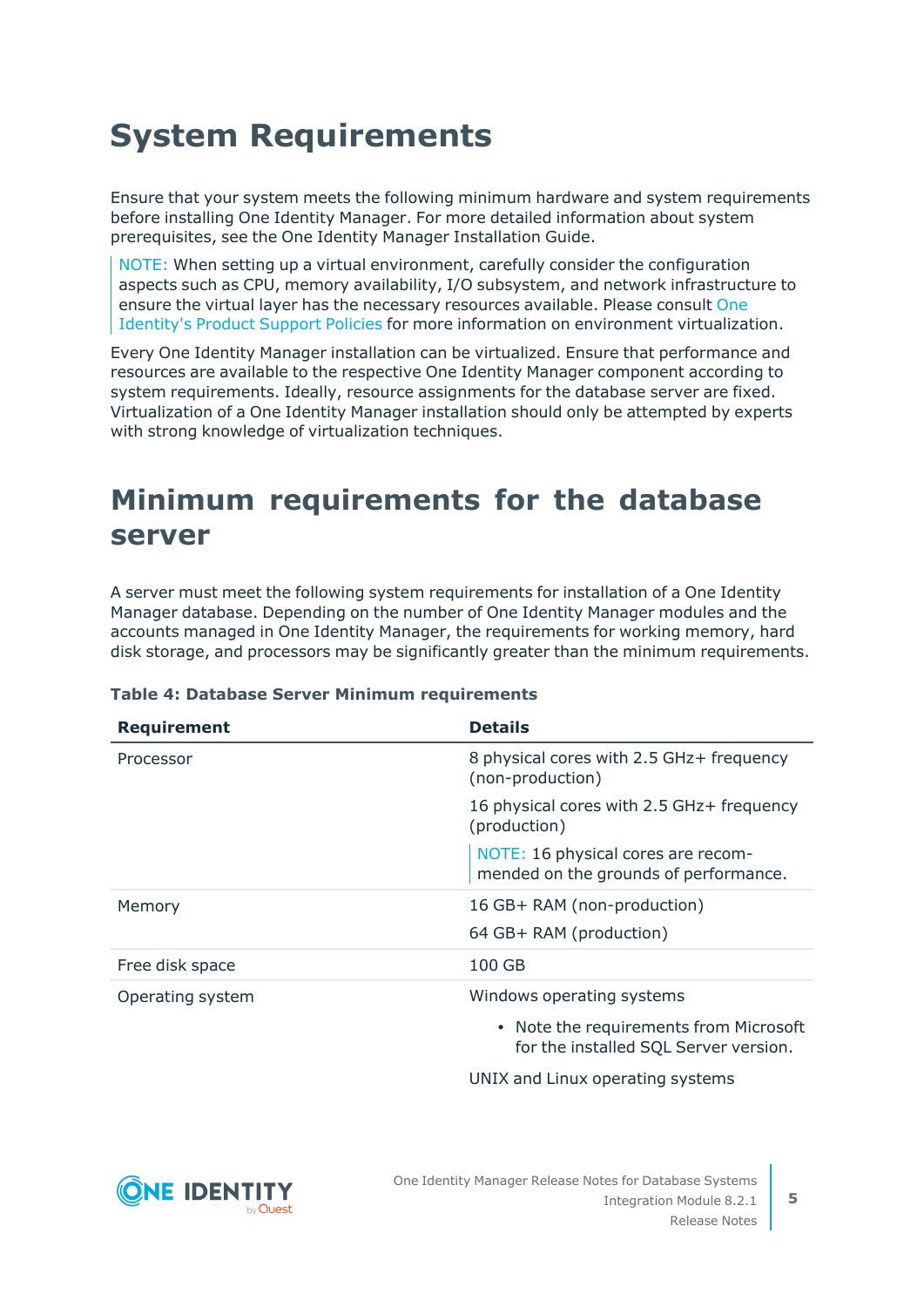# System Requirements

Ensure that your system meets the following minimum hardware and system requirements before installing One Identity Manager. For more detailed information about system prerequisites, see the One Identity Manager Installation Guide.

> NOTE: When setting up a virtual environment, carefully consider the configuration aspects such as CPU, memory availability, I/O subsystem, and network infrastructure to ensure the virtual layer has the necessary resources available. Please consult One Identity's Product Support Policies for more information on environment virtualization.

Every One Identity Manager installation can be virtualized. Ensure that performance and resources are available to the respective One Identity Manager component according to system requirements. Ideally, resource assignments for the database server are fixed. Virtualization of a One Identity Manager installation should only be attempted by experts with strong knowledge of virtualization techniques.

## Minimum requirements for the database server

A server must meet the following system requirements for installation of a One Identity Manager database. Depending on the number of One Identity Manager modules and the accounts managed in One Identity Manager, the requirements for working memory, hard disk storage, and processors may be significantly greater than the minimum requirements.

**Table 4: Database Server Minimum requirements**

| Requirement | Details |
|---|---|
| Processor | 8 physical cores with 2.5 GHz+ frequency (non-production)<br><br>16 physical cores with 2.5 GHz+ frequency (production)<br><br>NOTE: 16 physical cores are recommended on the grounds of performance. |
| Memory | 16 GB+ RAM (non-production)<br><br>64 GB+ RAM (production) |
| Free disk space | 100 GB |
| Operating system | Windows operating systems<br><br>• Note the requirements from Microsoft for the installed SQL Server version.<br><br>UNIX and Linux operating systems |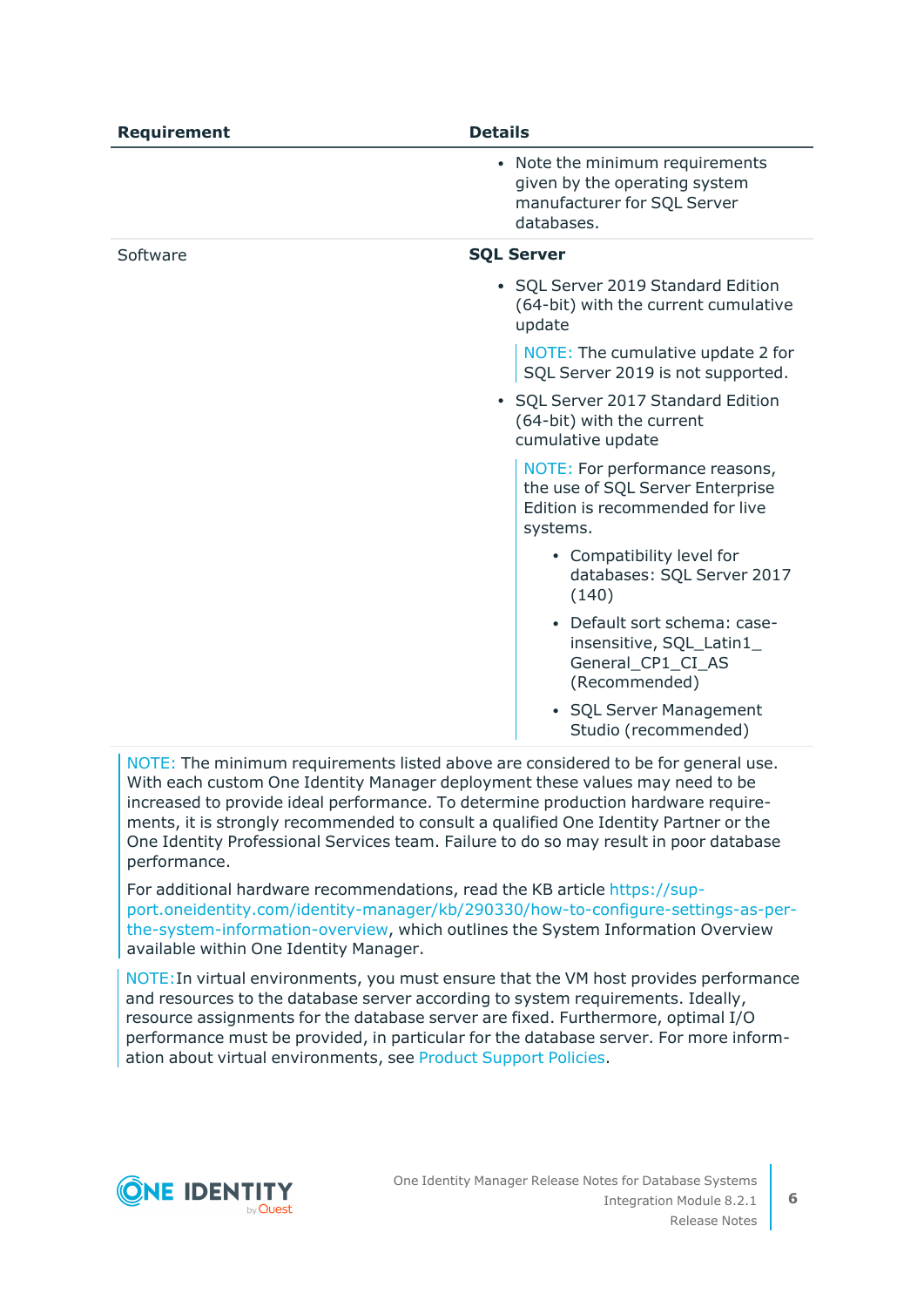| Requirement | Details |
| --- | --- |
| | • Note the minimum requirements given by the operating system manufacturer for SQL Server databases. |
| Software | **SQL Server**<br><br>• SQL Server 2019 Standard Edition (64-bit) with the current cumulative update<br><br>NOTE: The cumulative update 2 for SQL Server 2019 is not supported.<br><br>• SQL Server 2017 Standard Edition (64-bit) with the current cumulative update<br><br>NOTE: For performance reasons, the use of SQL Server Enterprise Edition is recommended for live systems.<br><br>• Compatibility level for databases: SQL Server 2017 (140)<br>• Default sort schema: case-insensitive, SQL_Latin1_General_CP1_CI_AS (Recommended)<br>• SQL Server Management Studio (recommended) |

NOTE: The minimum requirements listed above are considered to be for general use. With each custom One Identity Manager deployment these values may need to be increased to provide ideal performance. To determine production hardware requirements, it is strongly recommended to consult a qualified One Identity Partner or the One Identity Professional Services team. Failure to do so may result in poor database performance.

For additional hardware recommendations, read the KB article https://support.oneidentity.com/identity-manager/kb/290330/how-to-configure-settings-as-per-the-system-information-overview, which outlines the System Information Overview available within One Identity Manager.

NOTE:In virtual environments, you must ensure that the VM host provides performance and resources to the database server according to system requirements. Ideally, resource assignments for the database server are fixed. Furthermore, optimal I/O performance must be provided, in particular for the database server. For more information about virtual environments, see Product Support Policies.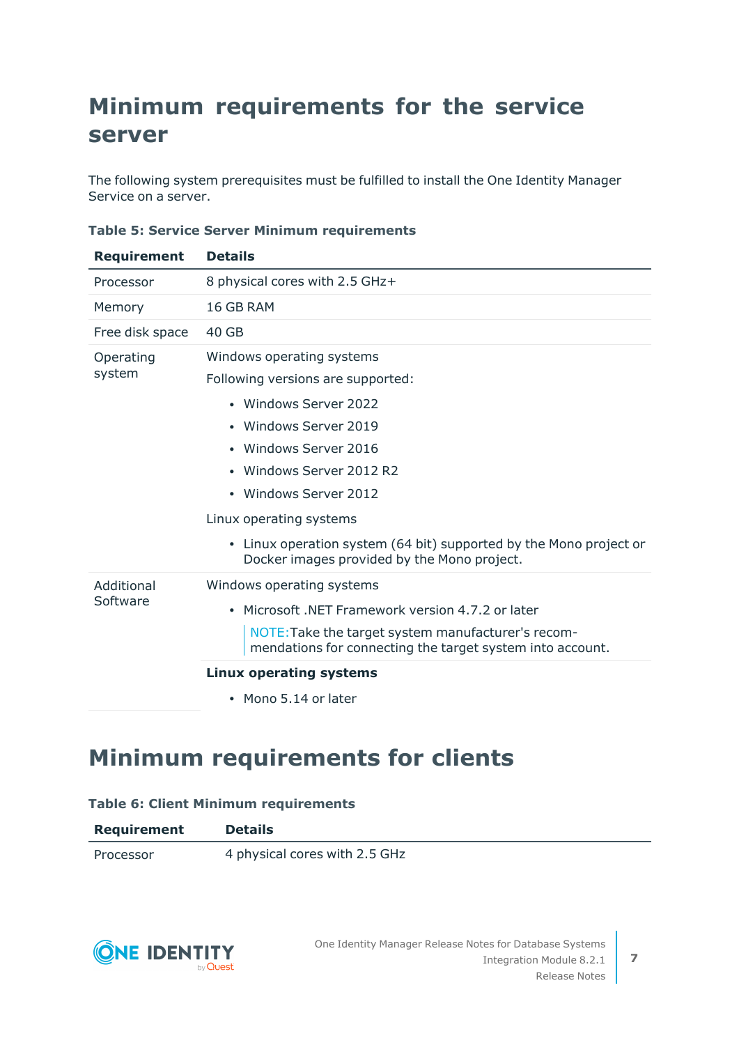# Minimum requirements for the service server

The following system prerequisites must be fulfilled to install the One Identity Manager Service on a server.

**Table 5: Service Server Minimum requirements**

| Requirement | Details |
|---|---|
| Processor | 8 physical cores with 2.5 GHz+ |
| Memory | 16 GB RAM |
| Free disk space | 40 GB |
| Operating system | Windows operating systems<br><br>Following versions are supported:<br><br>• Windows Server 2022<br>• Windows Server 2019<br>• Windows Server 2016<br>• Windows Server 2012 R2<br>• Windows Server 2012<br><br>Linux operating systems<br><br>• Linux operation system (64 bit) supported by the Mono project or Docker images provided by the Mono project. |
| Additional Software | Windows operating systems<br><br>• Microsoft .NET Framework version 4.7.2 or later<br><br>NOTE:Take the target system manufacturer's recommendations for connecting the target system into account.<br><br>**Linux operating systems**<br><br>• Mono 5.14 or later |

# Minimum requirements for clients

**Table 6: Client Minimum requirements**

| Requirement | Details |
|---|---|
| Processor | 4 physical cores with 2.5 GHz |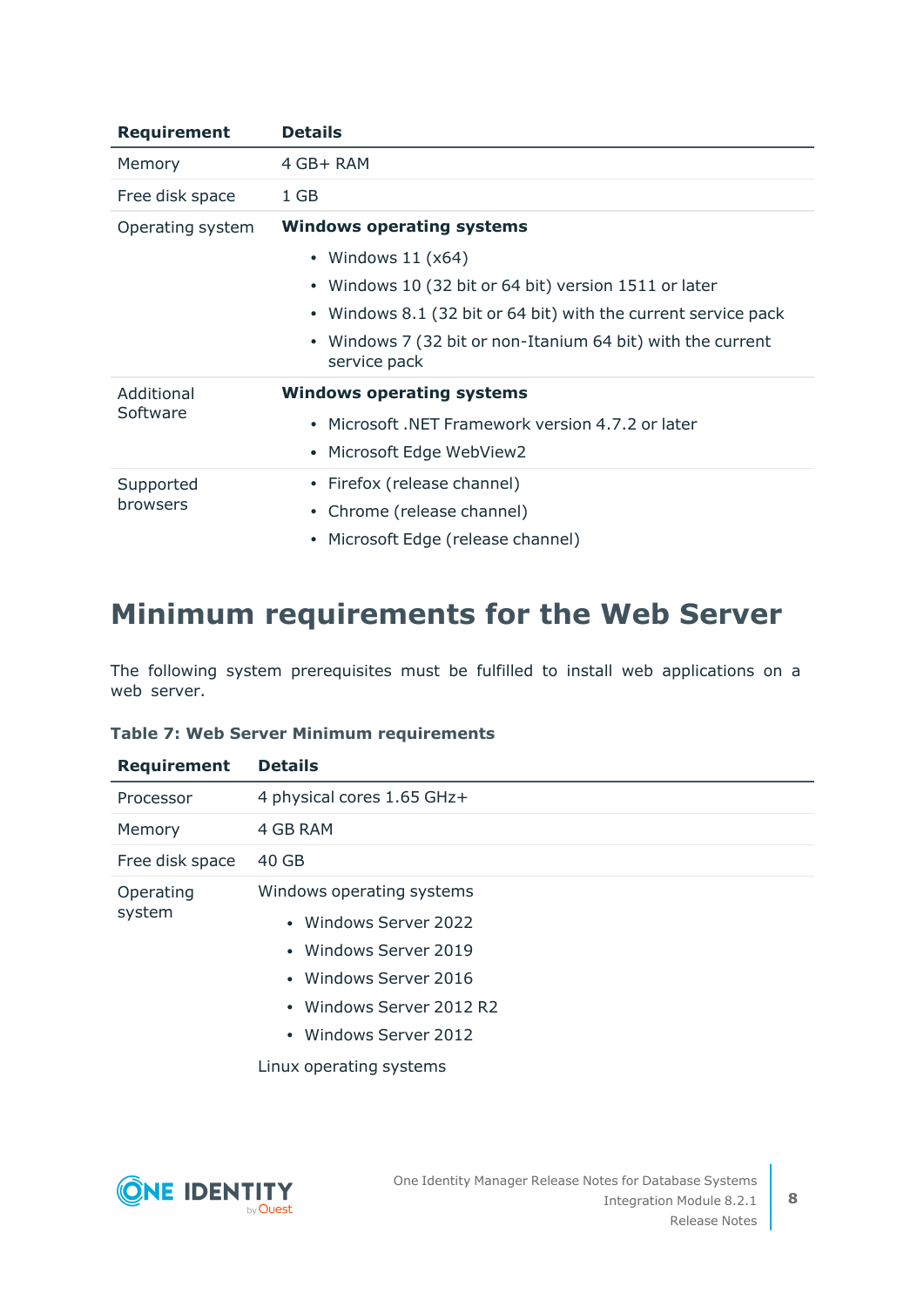| Requirement | Details |
|---|---|
| Memory | 4 GB+ RAM |
| Free disk space | 1 GB |
| Operating system | **Windows operating systems**<br>• Windows 11 (x64)<br>• Windows 10 (32 bit or 64 bit) version 1511 or later<br>• Windows 8.1 (32 bit or 64 bit) with the current service pack<br>• Windows 7 (32 bit or non-Itanium 64 bit) with the current service pack |
| Additional Software | **Windows operating systems**<br>• Microsoft .NET Framework version 4.7.2 or later<br>• Microsoft Edge WebView2 |
| Supported browsers | • Firefox (release channel)<br>• Chrome (release channel)<br>• Microsoft Edge (release channel) |

## Minimum requirements for the Web Server

The following system prerequisites must be fulfilled to install web applications on a web server.

**Table 7: Web Server Minimum requirements**

| Requirement | Details |
|---|---|
| Processor | 4 physical cores 1.65 GHz+ |
| Memory | 4 GB RAM |
| Free disk space | 40 GB |
| Operating system | Windows operating systems<br>• Windows Server 2022<br>• Windows Server 2019<br>• Windows Server 2016<br>• Windows Server 2012 R2<br>• Windows Server 2012<br>Linux operating systems |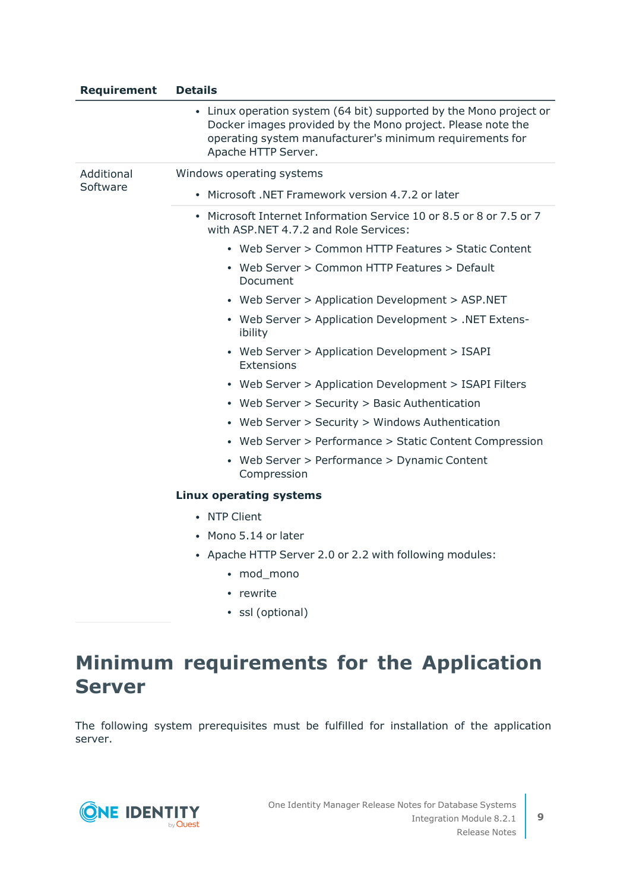| Requirement | Details |
|---|---|
| | • Linux operation system (64 bit) supported by the Mono project or Docker images provided by the Mono project. Please note the operating system manufacturer's minimum requirements for Apache HTTP Server. |
| Additional Software | Windows operating systems<br>• Microsoft .NET Framework version 4.7.2 or later |
| | • Microsoft Internet Information Service 10 or 8.5 or 8 or 7.5 or 7 with ASP.NET 4.7.2 and Role Services:<br>  • Web Server > Common HTTP Features > Static Content<br>  • Web Server > Common HTTP Features > Default Document<br>  • Web Server > Application Development > ASP.NET<br>  • Web Server > Application Development > .NET Extensibility<br>  • Web Server > Application Development > ISAPI Extensions<br>  • Web Server > Application Development > ISAPI Filters<br>  • Web Server > Security > Basic Authentication<br>  • Web Server > Security > Windows Authentication<br>  • Web Server > Performance > Static Content Compression<br>  • Web Server > Performance > Dynamic Content Compression<br>**Linux operating systems**<br>• NTP Client<br>• Mono 5.14 or later<br>• Apache HTTP Server 2.0 or 2.2 with following modules:<br>  • mod_mono<br>  • rewrite<br>  • ssl (optional) |

# Minimum requirements for the Application Server

The following system prerequisites must be fulfilled for installation of the application server.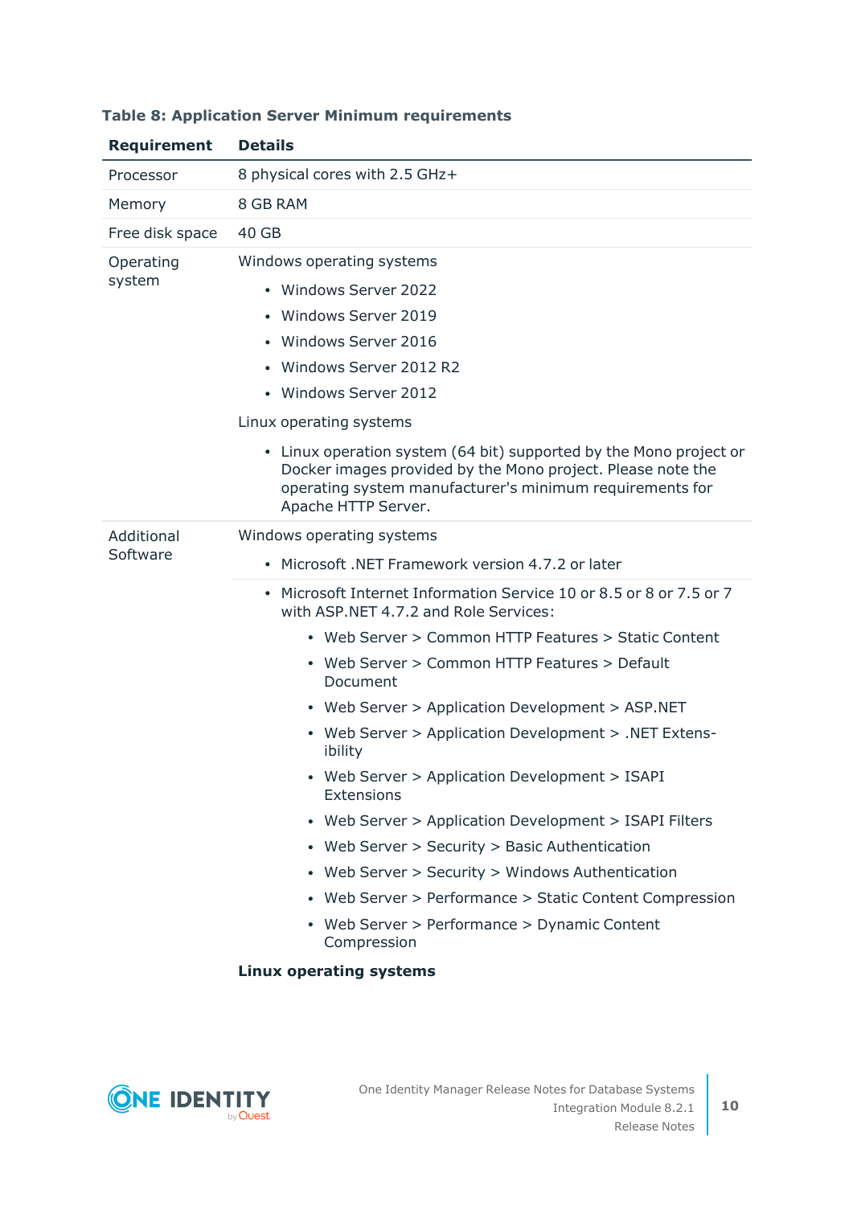**Table 8: Application Server Minimum requirements**

| Requirement | Details |
|---|---|
| Processor | 8 physical cores with 2.5 GHz+ |
| Memory | 8 GB RAM |
| Free disk space | 40 GB |
| Operating system | Windows operating systems<br>• Windows Server 2022<br>• Windows Server 2019<br>• Windows Server 2016<br>• Windows Server 2012 R2<br>• Windows Server 2012<br>Linux operating systems<br>• Linux operation system (64 bit) supported by the Mono project or Docker images provided by the Mono project. Please note the operating system manufacturer's minimum requirements for Apache HTTP Server. |
| Additional Software | Windows operating systems<br>• Microsoft .NET Framework version 4.7.2 or later |
| | • Microsoft Internet Information Service 10 or 8.5 or 8 or 7.5 or 7 with ASP.NET 4.7.2 and Role Services:<br>  • Web Server > Common HTTP Features > Static Content<br>  • Web Server > Common HTTP Features > Default Document<br>  • Web Server > Application Development > ASP.NET<br>  • Web Server > Application Development > .NET Extensibility<br>  • Web Server > Application Development > ISAPI Extensions<br>  • Web Server > Application Development > ISAPI Filters<br>  • Web Server > Security > Basic Authentication<br>  • Web Server > Security > Windows Authentication<br>  • Web Server > Performance > Static Content Compression<br>  • Web Server > Performance > Dynamic Content Compression<br>**Linux operating systems** |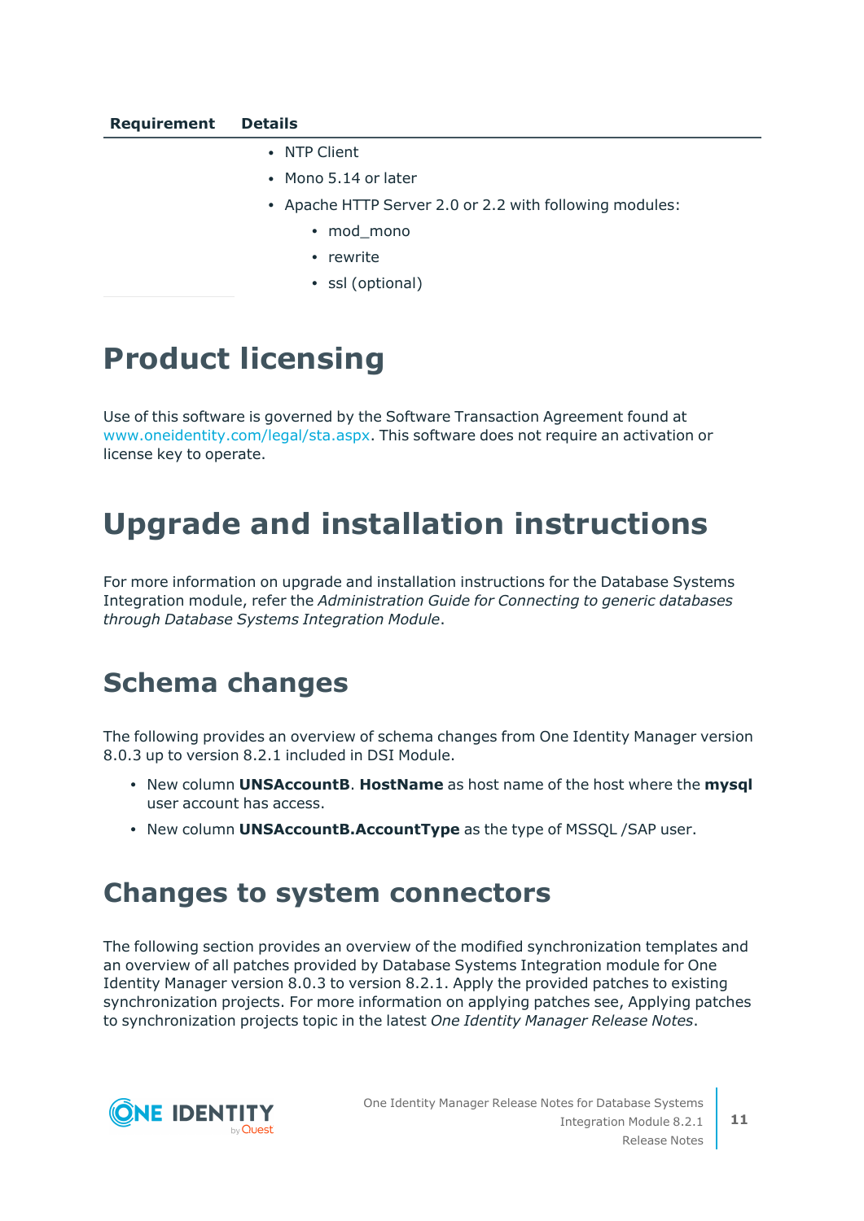| Requirement | Details |
| --- | --- |
| | • NTP Client<br>• Mono 5.14 or later<br>• Apache HTTP Server 2.0 or 2.2 with following modules:<br>    • mod_mono<br>    • rewrite<br>    • ssl (optional) |

# Product licensing

Use of this software is governed by the Software Transaction Agreement found at www.oneidentity.com/legal/sta.aspx. This software does not require an activation or license key to operate.

# Upgrade and installation instructions

For more information on upgrade and installation instructions for the Database Systems Integration module, refer the *Administration Guide for Connecting to generic databases through Database Systems Integration Module*.

## Schema changes

The following provides an overview of schema changes from One Identity Manager version 8.0.3 up to version 8.2.1 included in DSI Module.

- New column **UNSAccountB**. **HostName** as host name of the host where the **mysql** user account has access.
- New column **UNSAccountB.AccountType** as the type of MSSQL /SAP user.

## Changes to system connectors

The following section provides an overview of the modified synchronization templates and an overview of all patches provided by Database Systems Integration module for One Identity Manager version 8.0.3 to version 8.2.1. Apply the provided patches to existing synchronization projects. For more information on applying patches see, Applying patches to synchronization projects topic in the latest *One Identity Manager Release Notes*.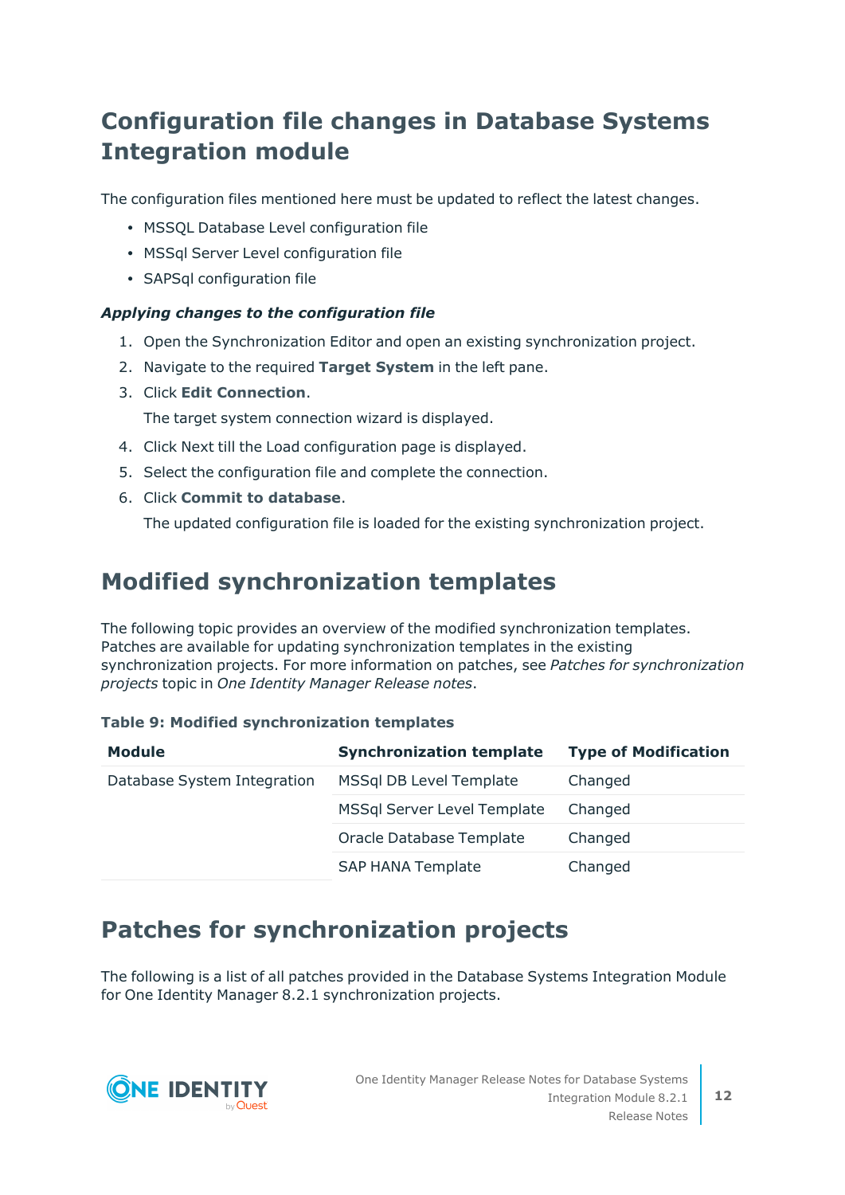## Configuration file changes in Database Systems Integration module

The configuration files mentioned here must be updated to reflect the latest changes.

- MSSQL Database Level configuration file
- MSSql Server Level configuration file
- SAPSql configuration file

***Applying changes to the configuration file***

1. Open the Synchronization Editor and open an existing synchronization project.
2. Navigate to the required **Target System** in the left pane.
3. Click **Edit Connection**.

   The target system connection wizard is displayed.
4. Click Next till the Load configuration page is displayed.
5. Select the configuration file and complete the connection.
6. Click **Commit to database**.

   The updated configuration file is loaded for the existing synchronization project.

## Modified synchronization templates

The following topic provides an overview of the modified synchronization templates. Patches are available for updating synchronization templates in the existing synchronization projects. For more information on patches, see *Patches for synchronization projects* topic in *One Identity Manager Release notes*.

**Table 9: Modified synchronization templates**

| Module | Synchronization template | Type of Modification |
|---|---|---|
| Database System Integration | MSSql DB Level Template | Changed |
| | MSSql Server Level Template | Changed |
| | Oracle Database Template | Changed |
| | SAP HANA Template | Changed |

## Patches for synchronization projects

The following is a list of all patches provided in the Database Systems Integration Module for One Identity Manager 8.2.1 synchronization projects.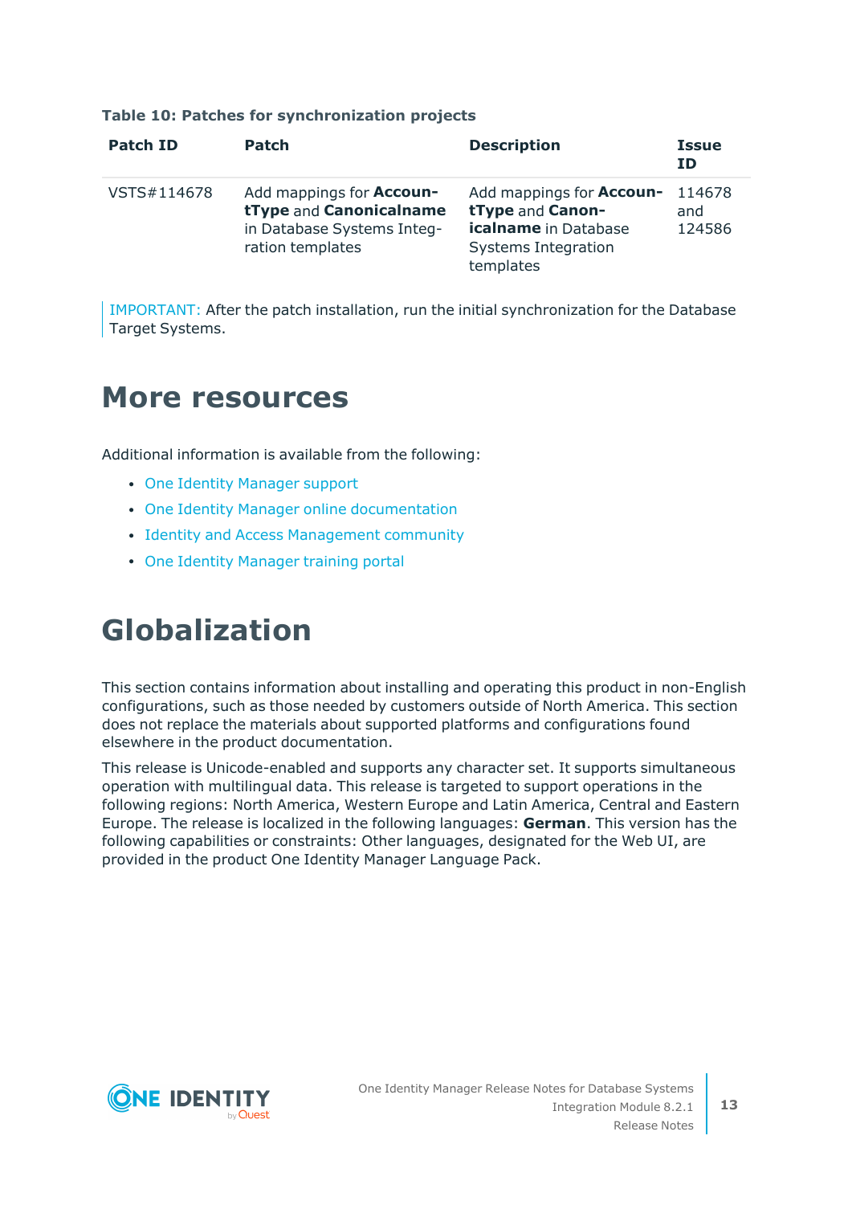**Table 10: Patches for synchronization projects**

| Patch ID | Patch | Description | Issue ID |
|---|---|---|---|
| VSTS#114678 | Add mappings for **AccountType** and **Canonicalname** in Database Systems Integration templates | Add mappings for **AccountType** and **Canonicalname** in Database Systems Integration templates | 114678 and 124586 |

IMPORTANT: After the patch installation, run the initial synchronization for the Database Target Systems.

# More resources

Additional information is available from the following:

- One Identity Manager support
- One Identity Manager online documentation
- Identity and Access Management community
- One Identity Manager training portal

# Globalization

This section contains information about installing and operating this product in non-English configurations, such as those needed by customers outside of North America. This section does not replace the materials about supported platforms and configurations found elsewhere in the product documentation.

This release is Unicode-enabled and supports any character set. It supports simultaneous operation with multilingual data. This release is targeted to support operations in the following regions: North America, Western Europe and Latin America, Central and Eastern Europe. The release is localized in the following languages: **German**. This version has the following capabilities or constraints: Other languages, designated for the Web UI, are provided in the product One Identity Manager Language Pack.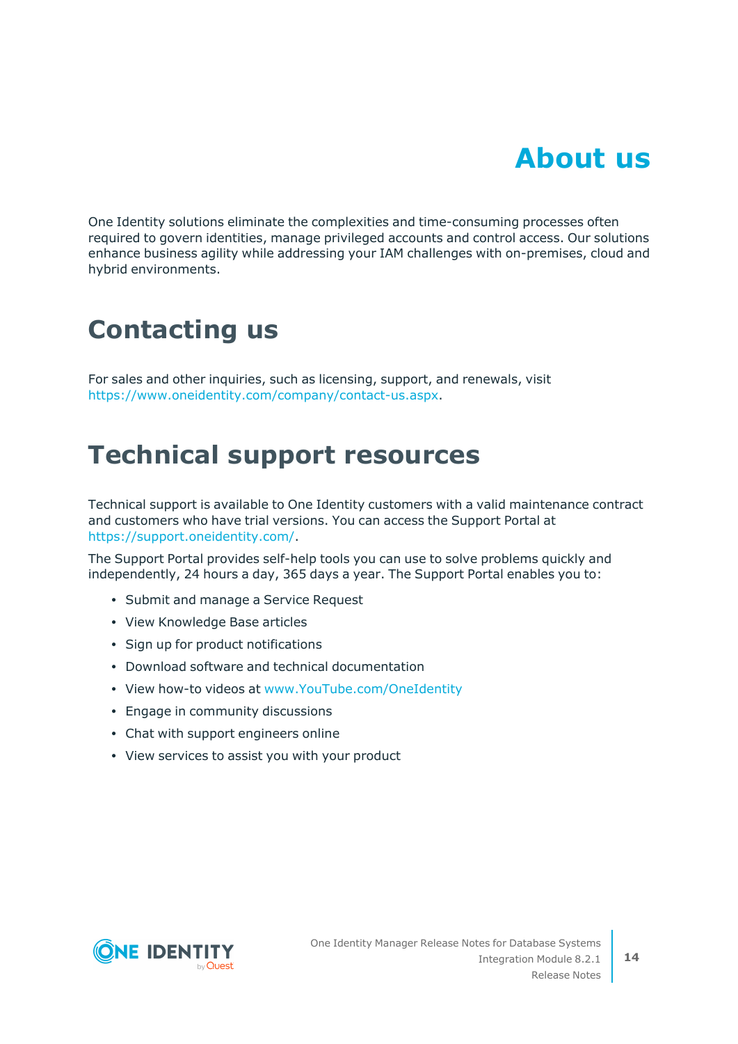# About us

One Identity solutions eliminate the complexities and time-consuming processes often required to govern identities, manage privileged accounts and control access. Our solutions enhance business agility while addressing your IAM challenges with on-premises, cloud and hybrid environments.

## Contacting us

For sales and other inquiries, such as licensing, support, and renewals, visit https://www.oneidentity.com/company/contact-us.aspx.

## Technical support resources

Technical support is available to One Identity customers with a valid maintenance contract and customers who have trial versions. You can access the Support Portal at https://support.oneidentity.com/.

The Support Portal provides self-help tools you can use to solve problems quickly and independently, 24 hours a day, 365 days a year. The Support Portal enables you to:

- Submit and manage a Service Request
- View Knowledge Base articles
- Sign up for product notifications
- Download software and technical documentation
- View how-to videos at www.YouTube.com/OneIdentity
- Engage in community discussions
- Chat with support engineers online
- View services to assist you with your product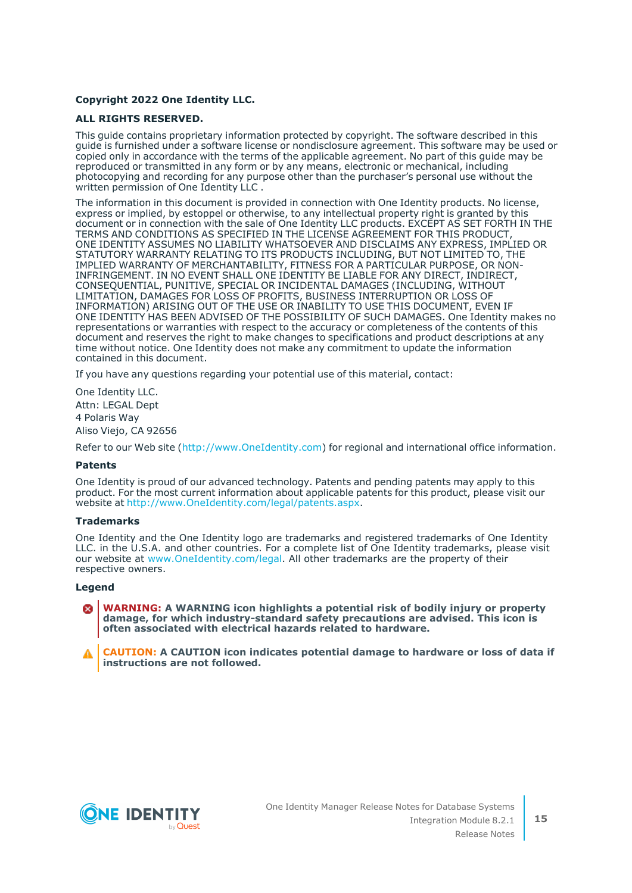**Copyright 2022 One Identity LLC.**

**ALL RIGHTS RESERVED.**

This guide contains proprietary information protected by copyright. The software described in this guide is furnished under a software license or nondisclosure agreement. This software may be used or copied only in accordance with the terms of the applicable agreement. No part of this guide may be reproduced or transmitted in any form or by any means, electronic or mechanical, including photocopying and recording for any purpose other than the purchaser's personal use without the written permission of One Identity LLC .

The information in this document is provided in connection with One Identity products. No license, express or implied, by estoppel or otherwise, to any intellectual property right is granted by this document or in connection with the sale of One Identity LLC products. EXCEPT AS SET FORTH IN THE TERMS AND CONDITIONS AS SPECIFIED IN THE LICENSE AGREEMENT FOR THIS PRODUCT, ONE IDENTITY ASSUMES NO LIABILITY WHATSOEVER AND DISCLAIMS ANY EXPRESS, IMPLIED OR STATUTORY WARRANTY RELATING TO ITS PRODUCTS INCLUDING, BUT NOT LIMITED TO, THE IMPLIED WARRANTY OF MERCHANTABILITY, FITNESS FOR A PARTICULAR PURPOSE, OR NON-INFRINGEMENT. IN NO EVENT SHALL ONE IDENTITY BE LIABLE FOR ANY DIRECT, INDIRECT, CONSEQUENTIAL, PUNITIVE, SPECIAL OR INCIDENTAL DAMAGES (INCLUDING, WITHOUT LIMITATION, DAMAGES FOR LOSS OF PROFITS, BUSINESS INTERRUPTION OR LOSS OF INFORMATION) ARISING OUT OF THE USE OR INABILITY TO USE THIS DOCUMENT, EVEN IF ONE IDENTITY HAS BEEN ADVISED OF THE POSSIBILITY OF SUCH DAMAGES. One Identity makes no representations or warranties with respect to the accuracy or completeness of the contents of this document and reserves the right to make changes to specifications and product descriptions at any time without notice. One Identity does not make any commitment to update the information contained in this document.

If you have any questions regarding your potential use of this material, contact:

One Identity LLC.
Attn: LEGAL Dept
4 Polaris Way
Aliso Viejo, CA 92656

Refer to our Web site (http://www.OneIdentity.com) for regional and international office information.

### Patents

One Identity is proud of our advanced technology. Patents and pending patents may apply to this product. For the most current information about applicable patents for this product, please visit our website at http://www.OneIdentity.com/legal/patents.aspx.

### Trademarks

One Identity and the One Identity logo are trademarks and registered trademarks of One Identity LLC. in the U.S.A. and other countries. For a complete list of One Identity trademarks, please visit our website at www.OneIdentity.com/legal. All other trademarks are the property of their respective owners.

### Legend

**WARNING: A WARNING icon highlights a potential risk of bodily injury or property damage, for which industry-standard safety precautions are advised. This icon is often associated with electrical hazards related to hardware.**

**CAUTION: A CAUTION icon indicates potential damage to hardware or loss of data if instructions are not followed.**